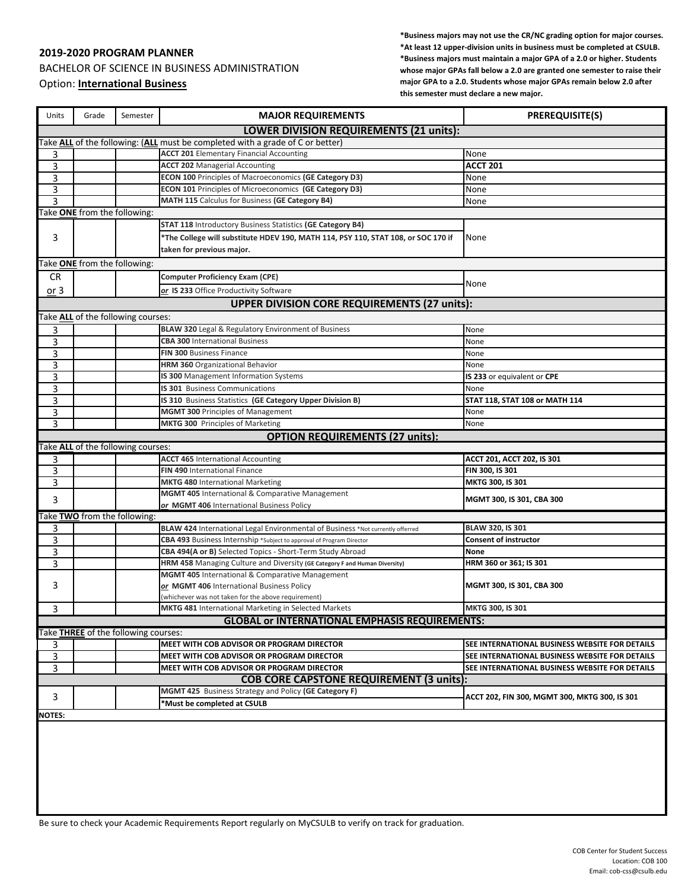## 2019-2020 PROGRAM PLANNER

BACHELOR OF SCIENCE IN BUSINESS ADMINISTRATION

Option: **International Business**

**\*Business majors may not use the CR/NC grading option for major courses.**
**\*At least 12 upper-division units in business must be completed at CSULB.**
**\*Business majors must maintain a major GPA of a 2.0 or higher. Students whose major GPAs fall below a 2.0 are granted one semester to raise their major GPA to a 2.0. Students whose major GPAs remain below 2.0 after this semester must declare a new major.**

| Units | Grade | Semester | MAJOR REQUIREMENTS | PREREQUISITE(S) |
|---|---|---|---|---|
| **LOWER DIVISION REQUIREMENTS (21 units):** | | | | |
| Take **ALL** of the following: (**ALL** must be completed with a grade of C or better) | | | | |
| 3 | | | **ACCT 201** Elementary Financial Accounting | None |
| 3 | | | **ACCT 202** Managerial Accounting | **ACCT 201** |
| 3 | | | **ECON 100** Principles of Macroeconomics **(GE Category D3)** | None |
| 3 | | | **ECON 101** Principles of Microeconomics **(GE Category D3)** | None |
| 3 | | | **MATH 115** Calculus for Business **(GE Category B4)** | None |
| Take **ONE** from the following: | | | | |
| 3 | | | **STAT 118** Introductory Business Statistics **(GE Category B4)**<br>**\*The College will substitute HDEV 190, MATH 114, PSY 110, STAT 108, or SOC 170 if taken for previous major.** | None |
| Take **ONE** from the following: | | | | |
| CR<br>or 3 | | | **Computer Proficiency Exam (CPE)**<br>*or* **IS 233** Office Productivity Software | None |
| **UPPER DIVISION CORE REQUIREMENTS (27 units):** | | | | |
| Take **ALL** of the following courses: | | | | |
| 3 | | | **BLAW 320** Legal & Regulatory Environment of Business | None |
| 3 | | | **CBA 300** International Business | None |
| 3 | | | **FIN 300** Business Finance | None |
| 3 | | | **HRM 360** Organizational Behavior | None |
| 3 | | | **IS 300** Management Information Systems | **IS 233** or equivalent or **CPE** |
| 3 | | | **IS 301** Business Communications | None |
| 3 | | | **IS 310** Business Statistics **(GE Category Upper Division B)** | **STAT 118, STAT 108 or MATH 114** |
| 3 | | | **MGMT 300** Principles of Management | None |
| 3 | | | **MKTG 300** Principles of Marketing | None |
| **OPTION REQUIREMENTS (27 units):** | | | | |
| Take **ALL** of the following courses: | | | | |
| 3 | | | **ACCT 465** International Accounting | **ACCT 201, ACCT 202, IS 301** |
| 3 | | | **FIN 490** International Finance | **FIN 300, IS 301** |
| 3 | | | **MKTG 480** International Marketing | **MKTG 300, IS 301** |
| 3 | | | **MGMT 405** International & Comparative Management<br>*or* **MGMT 406** International Business Policy | **MGMT 300, IS 301, CBA 300** |
| Take **TWO** from the following: | | | | |
| 3 | | | **BLAW 424** International Legal Environmental of Business \*Not currently offerred | **BLAW 320, IS 301** |
| 3 | | | **CBA 493** Business Internship \*Subject to approval of Program Director | **Consent of instructor** |
| 3 | | | **CBA 494(A or B)** Selected Topics - Short-Term Study Abroad | **None** |
| 3 | | | **HRM 458** Managing Culture and Diversity **(GE Category F and Human Diversity)** | **HRM 360 or 361; IS 301** |
| 3 | | | **MGMT 405** International & Comparative Management<br>*or* **MGMT 406** International Business Policy<br>(whichever was not taken for the above requirement) | **MGMT 300, IS 301, CBA 300** |
| 3 | | | **MKTG 481** International Marketing in Selected Markets | **MKTG 300, IS 301** |
| **GLOBAL or INTERNATIONAL EMPHASIS REQUIREMENTS:** | | | | |
| Take **THREE** of the following courses: | | | | |
| 3 | | | **MEET WITH COB ADVISOR OR PROGRAM DIRECTOR** | **SEE INTERNATIONAL BUSINESS WEBSITE FOR DETAILS** |
| 3 | | | **MEET WITH COB ADVISOR OR PROGRAM DIRECTOR** | **SEE INTERNATIONAL BUSINESS WEBSITE FOR DETAILS** |
| 3 | | | **MEET WITH COB ADVISOR OR PROGRAM DIRECTOR** | **SEE INTERNATIONAL BUSINESS WEBSITE FOR DETAILS** |
| **COB CORE CAPSTONE REQUIREMENT (3 units):** | | | | |
| 3 | | | **MGMT 425** Business Strategy and Policy **(GE Category F)**<br>**\*Must be completed at CSULB** | **ACCT 202, FIN 300, MGMT 300, MKTG 300, IS 301** |

**NOTES:**

Be sure to check your Academic Requirements Report regularly on MyCSULB to verify on track for graduation.

COB Center for Student Success
Location: COB 100
Email: cob-css@csulb.edu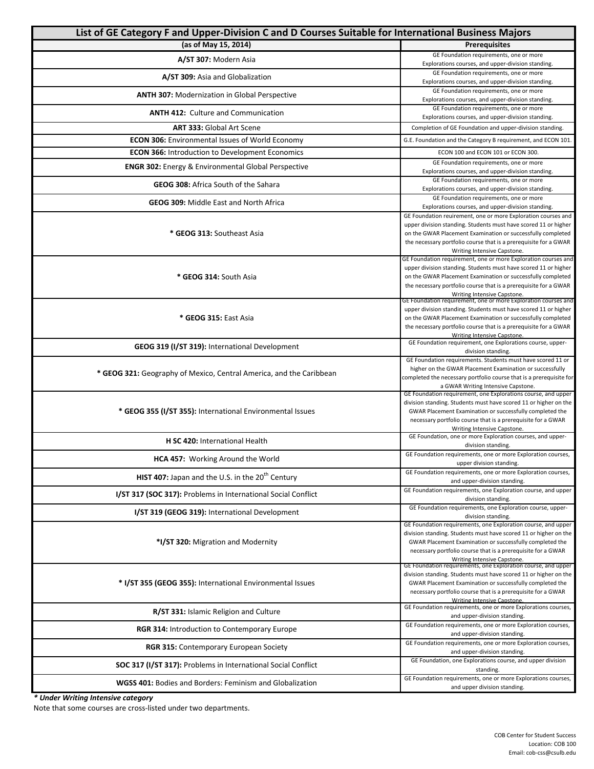| List of GE Category F and Upper-Division C and D Courses Suitable for International Business Majors | |
|---|---|
| **(as of May 15, 2014)** | **Prerequisites** |
| **A/ST 307:** Modern Asia | GE Foundation requirements, one or more Explorations courses, and upper-division standing. |
| **A/ST 309:** Asia and Globalization | GE Foundation requirements, one or more Explorations courses, and upper-division standing. |
| **ANTH 307:** Modernization in Global Perspective | GE Foundation requirements, one or more Explorations courses, and upper-division standing. |
| **ANTH 412:** Culture and Communication | GE Foundation requirements, one or more Explorations courses, and upper-division standing. |
| **ART 333:** Global Art Scene | Completion of GE Foundation and upper-division standing. |
| **ECON 306:** Environmental Issues of World Economy | G.E. Foundation and the Category B requirement, and ECON 101. |
| **ECON 366:** Introduction to Development Economics | ECON 100 and ECON 101 or ECON 300. |
| **ENGR 302:** Energy & Environmental Global Perspective | GE Foundation requirements, one or more Explorations courses, and upper-division standing. |
| **GEOG 308:** Africa South of the Sahara | GE Foundation requirements, one or more Explorations courses, and upper-division standing. |
| **GEOG 309:** Middle East and North Africa | GE Foundation requirements, one or more Explorations courses, and upper-division standing. |
| **\* GEOG 313:** Southeast Asia | GE Foundation reuirement, one or more Exploration courses and upper division standing. Students must have scored 11 or higher on the GWAR Placement Examination or successfully completed the necessary portfolio course that is a prerequisite for a GWAR Writing Intensive Capstone. |
| **\* GEOG 314:** South Asia | GE Foundation requirement, one or more Exploration courses and upper division standing. Students must have scored 11 or higher on the GWAR Placement Examination or successfully completed the necessary portfolio course that is a prerequisite for a GWAR Writing Intensive Capstone. |
| **\* GEOG 315:** East Asia | GE Foundation requirement, one or more Exploration courses and upper division standing. Students must have scored 11 or higher on the GWAR Placement Examination or successfully completed the necessary portfolio course that is a prerequisite for a GWAR Writing Intensive Capstone. |
| **GEOG 319 (I/ST 319):** International Development | GE Foundation requirement, one Explorations course, upper-division standing. |
| **\* GEOG 321:** Geography of Mexico, Central America, and the Caribbean | GE Foundation requirements. Students must have scored 11 or higher on the GWAR Placement Examination or successfully completed the necessary portfolio course that is a prerequisite for a GWAR Writing Intensive Capstone. |
| **\* GEOG 355 (I/ST 355):** International Environmental Issues | GE Foundation requirement, one Explorations course, and upper division standing. Students must have scored 11 or higher on the GWAR Placement Examination or successfully completed the necessary portfolio course that is a prerequisite for a GWAR Writing Intensive Capstone. |
| **H SC 420:** International Health | GE Foundation, one or more Exploration courses, and upper-division standing. |
| **HCA 457:** Working Around the World | GE Foundation requirements, one or more Exploration courses, upper division standing. |
| **HIST 407:** Japan and the U.S. in the 20th Century | GE Foundation requirements, one or more Exploration courses, and upper-division standing. |
| **I/ST 317 (SOC 317):** Problems in International Social Conflict | GE Foundation requirements, one Exploration course, and upper division standing. |
| **I/ST 319 (GEOG 319):** International Development | GE Foundation requirements, one Exploration course, upper-division standing. |
| **\*I/ST 320:** Migration and Modernity | GE Foundation requirements, one Exploration course, and upper division standing. Students must have scored 11 or higher on the GWAR Placement Examination or successfully completed the necessary portfolio course that is a prerequisite for a GWAR Writing Intensive Capstone. |
| **\* I/ST 355 (GEOG 355):** International Environmental Issues | GE Foundation requirements, one Exploration course, and upper division standing. Students must have scored 11 or higher on the GWAR Placement Examination or successfully completed the necessary portfolio course that is a prerequisite for a GWAR Writing Intensive Capstone. |
| **R/ST 331:** Islamic Religion and Culture | GE Foundation requirements, one or more Explorations courses, and upper-division standing. |
| **RGR 314:** Introduction to Contemporary Europe | GE Foundation requirements, one or more Exploration courses, and upper-division standing. |
| **RGR 315:** Contemporary European Society | GE Foundation requirements, one or more Exploration courses, and upper-division standing. |
| **SOC 317 (I/ST 317):** Problems in International Social Conflict | GE Foundation, one Explorations course, and upper division standing. |
| **WGSS 401:** Bodies and Borders: Feminism and Globalization | GE Foundation requirements, one or more Explorations courses, and upper division standing. |

***\* Under Writing Intensive category***

Note that some courses are cross-listed under two departments.

COB Center for Student Success
Location: COB 100
Email: cob-css@csulb.edu